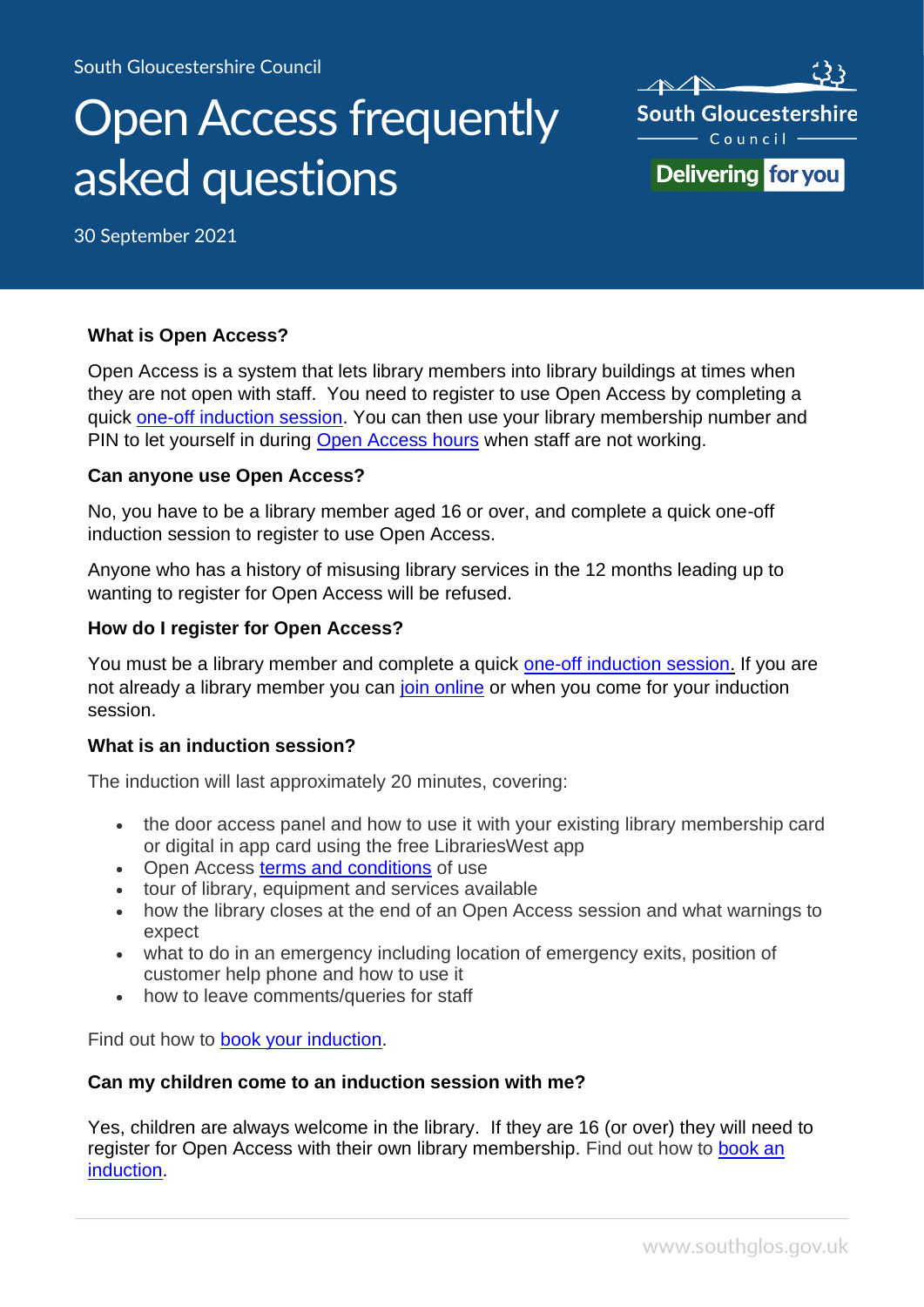South Gloucestershire Council

# Open Access frequently asked questions

30 September 2021

### What is Open Access?

Open Access is a system that lets library members into library buildings at times when they are not open with staff. You need to register to use Open Access by completing a quick one-off induction session. You can then use your library membership number and PIN to let yourself in during Open Access hours when staff are not working.

### Can anyone use Open Access?

No, you have to be a library member aged 16 or over, and complete a quick one-off induction session to register to use Open Access.

Anyone who has a history of misusing library services in the 12 months leading up to wanting to register for Open Access will be refused.

### How do I register for Open Access?

You must be a library member and complete a quick one-off induction session. If you are not already a library member you can join online or when you come for your induction session.

### What is an induction session?

The induction will last approximately 20 minutes, covering:

- the door access panel and how to use it with your existing library membership card or digital in app card using the free LibrariesWest app
- Open Access terms and conditions of use
- tour of library, equipment and services available
- how the library closes at the end of an Open Access session and what warnings to expect
- what to do in an emergency including location of emergency exits, position of customer help phone and how to use it
- how to leave comments/queries for staff

Find out how to book your induction.

### Can my children come to an induction session with me?

Yes, children are always welcome in the library. If they are 16 (or over) they will need to register for Open Access with their own library membership. Find out how to book an induction.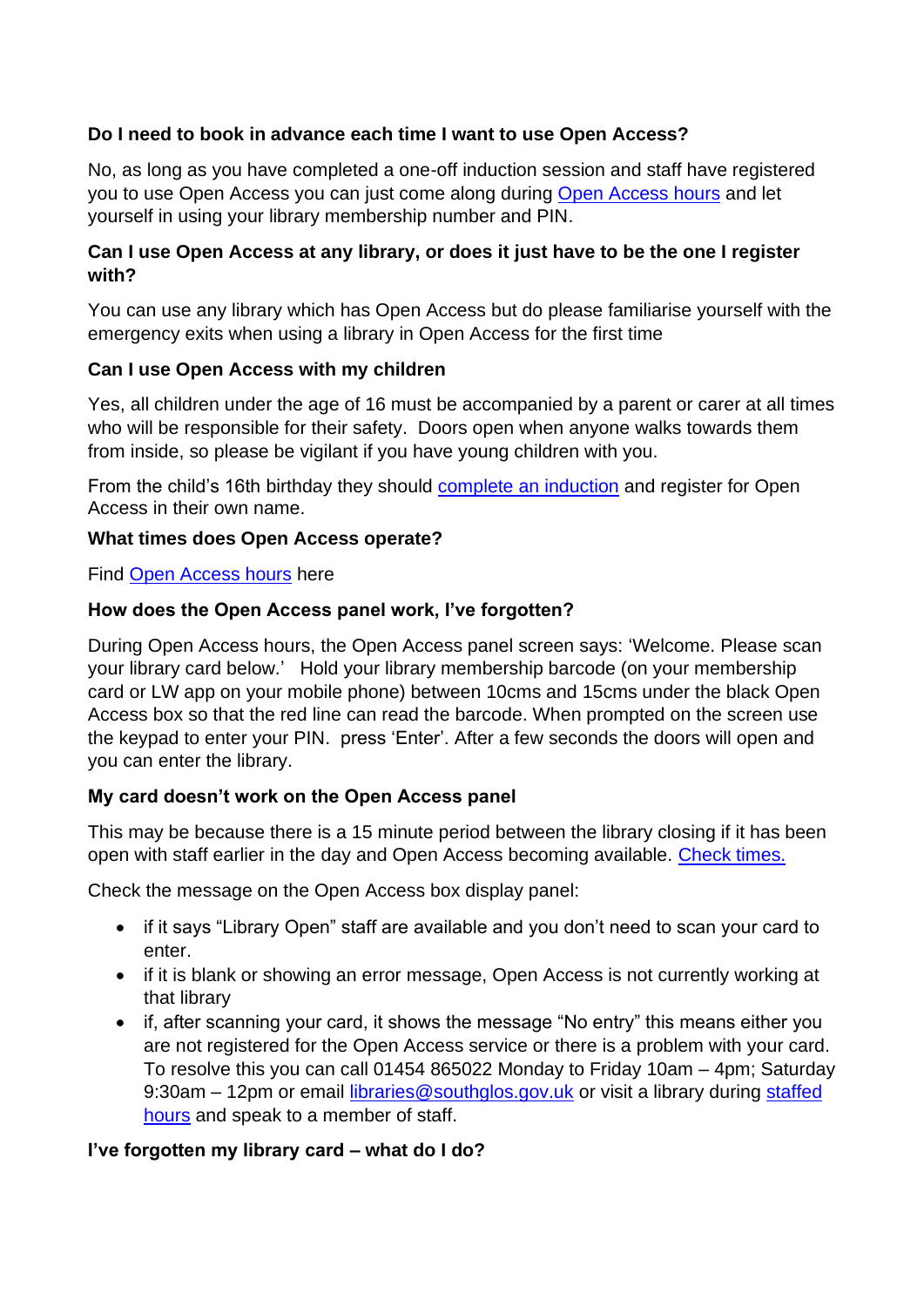**Do I need to book in advance each time I want to use Open Access?**

No, as long as you have completed a one-off induction session and staff have registered you to use Open Access you can just come along during [Open Access hours]() and let yourself in using your library membership number and PIN.

**Can I use Open Access at any library, or does it just have to be the one I register with?**

You can use any library which has Open Access but do please familiarise yourself with the emergency exits when using a library in Open Access for the first time

**Can I use Open Access with my children**

Yes, all children under the age of 16 must be accompanied by a parent or carer at all times who will be responsible for their safety. Doors open when anyone walks towards them from inside, so please be vigilant if you have young children with you.

From the child's 16th birthday they should [complete an induction]() and register for Open Access in their own name.

**What times does Open Access operate?**

Find [Open Access hours]() here

**How does the Open Access panel work, I've forgotten?**

During Open Access hours, the Open Access panel screen says: 'Welcome. Please scan your library card below.' Hold your library membership barcode (on your membership card or LW app on your mobile phone) between 10cms and 15cms under the black Open Access box so that the red line can read the barcode. When prompted on the screen use the keypad to enter your PIN. press 'Enter'. After a few seconds the doors will open and you can enter the library.

**My card doesn't work on the Open Access panel**

This may be because there is a 15 minute period between the library closing if it has been open with staff earlier in the day and Open Access becoming available. [Check times.]()

Check the message on the Open Access box display panel:

- if it says "Library Open" staff are available and you don't need to scan your card to enter.
- if it is blank or showing an error message, Open Access is not currently working at that library
- if, after scanning your card, it shows the message "No entry" this means either you are not registered for the Open Access service or there is a problem with your card. To resolve this you can call 01454 865022 Monday to Friday 10am – 4pm; Saturday 9:30am – 12pm or email [libraries@southglos.gov.uk](mailto:libraries@southglos.gov.uk) or visit a library during [staffed hours]() and speak to a member of staff.

**I've forgotten my library card – what do I do?**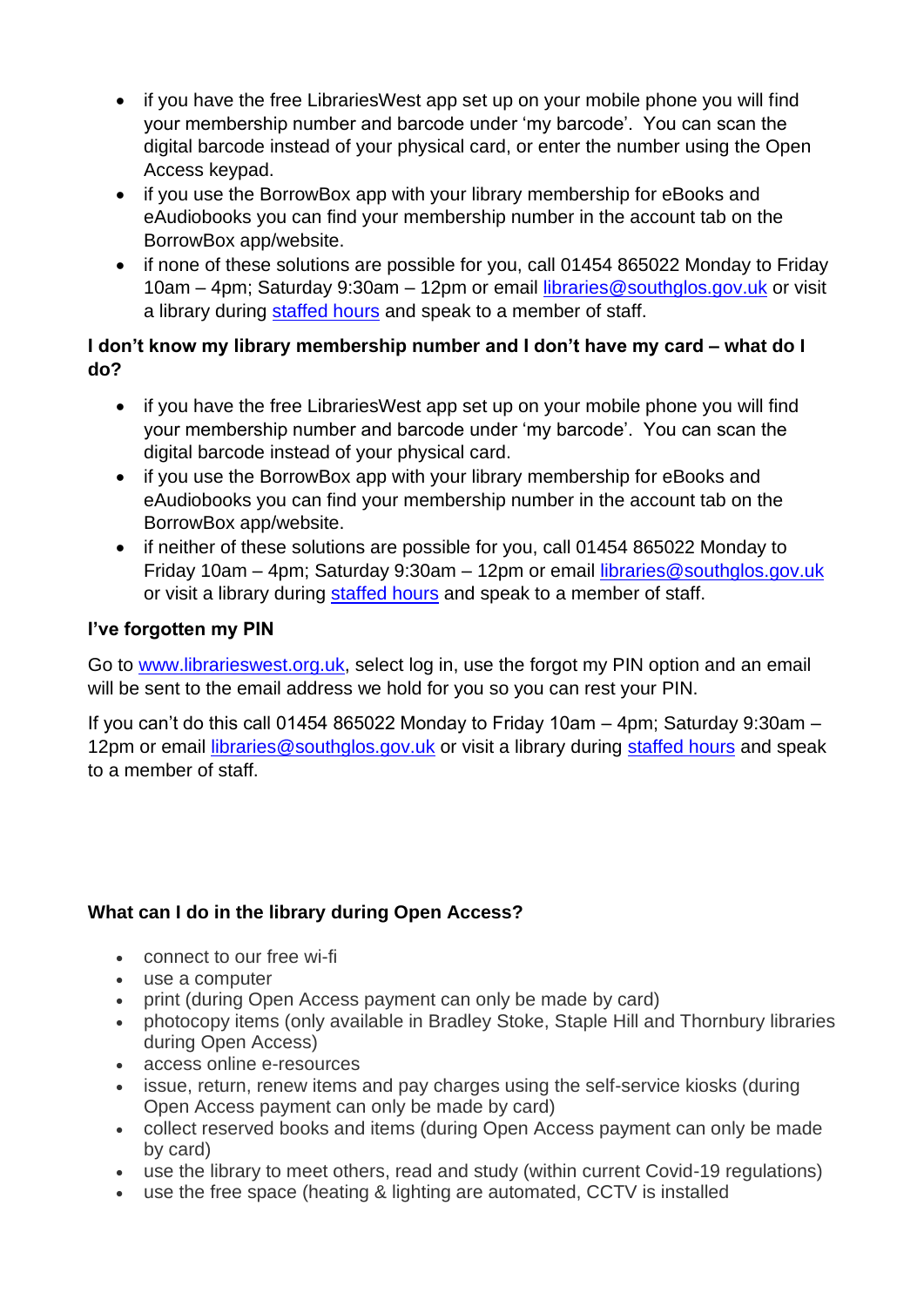- if you have the free LibrariesWest app set up on your mobile phone you will find your membership number and barcode under 'my barcode'. You can scan the digital barcode instead of your physical card, or enter the number using the Open Access keypad.
- if you use the BorrowBox app with your library membership for eBooks and eAudiobooks you can find your membership number in the account tab on the BorrowBox app/website.
- if none of these solutions are possible for you, call 01454 865022 Monday to Friday 10am – 4pm; Saturday 9:30am – 12pm or email [libraries@southglos.gov.uk](mailto:libraries@southglos.gov.uk) or visit a library during [staffed hours]() and speak to a member of staff.

**I don't know my library membership number and I don't have my card – what do I do?**

- if you have the free LibrariesWest app set up on your mobile phone you will find your membership number and barcode under 'my barcode'. You can scan the digital barcode instead of your physical card.
- if you use the BorrowBox app with your library membership for eBooks and eAudiobooks you can find your membership number in the account tab on the BorrowBox app/website.
- if neither of these solutions are possible for you, call 01454 865022 Monday to Friday 10am – 4pm; Saturday 9:30am – 12pm or email [libraries@southglos.gov.uk](mailto:libraries@southglos.gov.uk) or visit a library during [staffed hours]() and speak to a member of staff.

**I've forgotten my PIN**

Go to [www.librarieswest.org.uk](http://www.librarieswest.org.uk), select log in, use the forgot my PIN option and an email will be sent to the email address we hold for you so you can rest your PIN.

If you can't do this call 01454 865022 Monday to Friday 10am – 4pm; Saturday 9:30am – 12pm or email [libraries@southglos.gov.uk](mailto:libraries@southglos.gov.uk) or visit a library during [staffed hours]() and speak to a member of staff.

**What can I do in the library during Open Access?**

- connect to our free wi-fi
- use a computer
- print (during Open Access payment can only be made by card)
- photocopy items (only available in Bradley Stoke, Staple Hill and Thornbury libraries during Open Access)
- access online e-resources
- issue, return, renew items and pay charges using the self-service kiosks (during Open Access payment can only be made by card)
- collect reserved books and items (during Open Access payment can only be made by card)
- use the library to meet others, read and study (within current Covid-19 regulations)
- use the free space (heating & lighting are automated, CCTV is installed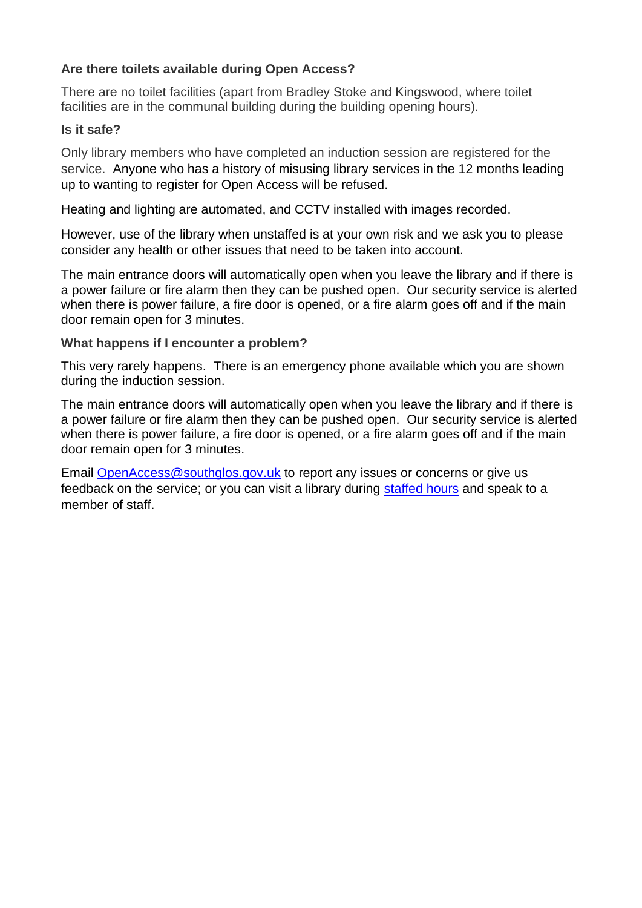**Are there toilets available during Open Access?**

There are no toilet facilities (apart from Bradley Stoke and Kingswood, where toilet facilities are in the communal building during the building opening hours).

**Is it safe?**

Only library members who have completed an induction session are registered for the service. Anyone who has a history of misusing library services in the 12 months leading up to wanting to register for Open Access will be refused.

Heating and lighting are automated, and CCTV installed with images recorded.

However, use of the library when unstaffed is at your own risk and we ask you to please consider any health or other issues that need to be taken into account.

The main entrance doors will automatically open when you leave the library and if there is a power failure or fire alarm then they can be pushed open. Our security service is alerted when there is power failure, a fire door is opened, or a fire alarm goes off and if the main door remain open for 3 minutes.

**What happens if I encounter a problem?**

This very rarely happens. There is an emergency phone available which you are shown during the induction session.

The main entrance doors will automatically open when you leave the library and if there is a power failure or fire alarm then they can be pushed open. Our security service is alerted when there is power failure, a fire door is opened, or a fire alarm goes off and if the main door remain open for 3 minutes.

Email [OpenAccess@southglos.gov.uk](mailto:OpenAccess@southglos.gov.uk) to report any issues or concerns or give us feedback on the service; or you can visit a library during [staffed hours]() and speak to a member of staff.